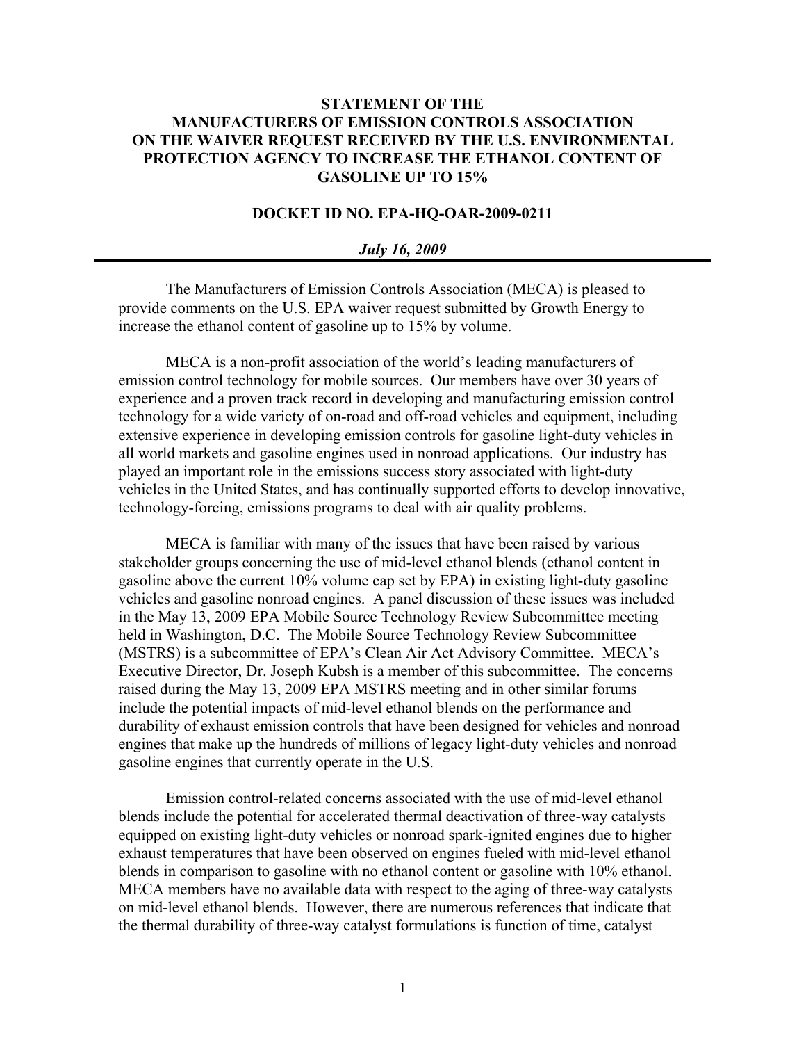# STATEMENT OF THE MANUFACTURERS OF EMISSION CONTROLS ASSOCIATION ON THE WAIVER REQUEST RECEIVED BY THE U.S. ENVIRONMENTAL PROTECTION AGENCY TO INCREASE THE ETHANOL CONTENT OF GASOLINE UP TO 15%

**DOCKET ID NO. EPA-HQ-OAR-2009-0211**

***July 16, 2009***

---

The Manufacturers of Emission Controls Association (MECA) is pleased to provide comments on the U.S. EPA waiver request submitted by Growth Energy to increase the ethanol content of gasoline up to 15% by volume.

MECA is a non-profit association of the world's leading manufacturers of emission control technology for mobile sources. Our members have over 30 years of experience and a proven track record in developing and manufacturing emission control technology for a wide variety of on-road and off-road vehicles and equipment, including extensive experience in developing emission controls for gasoline light-duty vehicles in all world markets and gasoline engines used in nonroad applications. Our industry has played an important role in the emissions success story associated with light-duty vehicles in the United States, and has continually supported efforts to develop innovative, technology-forcing, emissions programs to deal with air quality problems.

MECA is familiar with many of the issues that have been raised by various stakeholder groups concerning the use of mid-level ethanol blends (ethanol content in gasoline above the current 10% volume cap set by EPA) in existing light-duty gasoline vehicles and gasoline nonroad engines. A panel discussion of these issues was included in the May 13, 2009 EPA Mobile Source Technology Review Subcommittee meeting held in Washington, D.C. The Mobile Source Technology Review Subcommittee (MSTRS) is a subcommittee of EPA's Clean Air Act Advisory Committee. MECA's Executive Director, Dr. Joseph Kubsh is a member of this subcommittee. The concerns raised during the May 13, 2009 EPA MSTRS meeting and in other similar forums include the potential impacts of mid-level ethanol blends on the performance and durability of exhaust emission controls that have been designed for vehicles and nonroad engines that make up the hundreds of millions of legacy light-duty vehicles and nonroad gasoline engines that currently operate in the U.S.

Emission control-related concerns associated with the use of mid-level ethanol blends include the potential for accelerated thermal deactivation of three-way catalysts equipped on existing light-duty vehicles or nonroad spark-ignited engines due to higher exhaust temperatures that have been observed on engines fueled with mid-level ethanol blends in comparison to gasoline with no ethanol content or gasoline with 10% ethanol. MECA members have no available data with respect to the aging of three-way catalysts on mid-level ethanol blends. However, there are numerous references that indicate that the thermal durability of three-way catalyst formulations is function of time, catalyst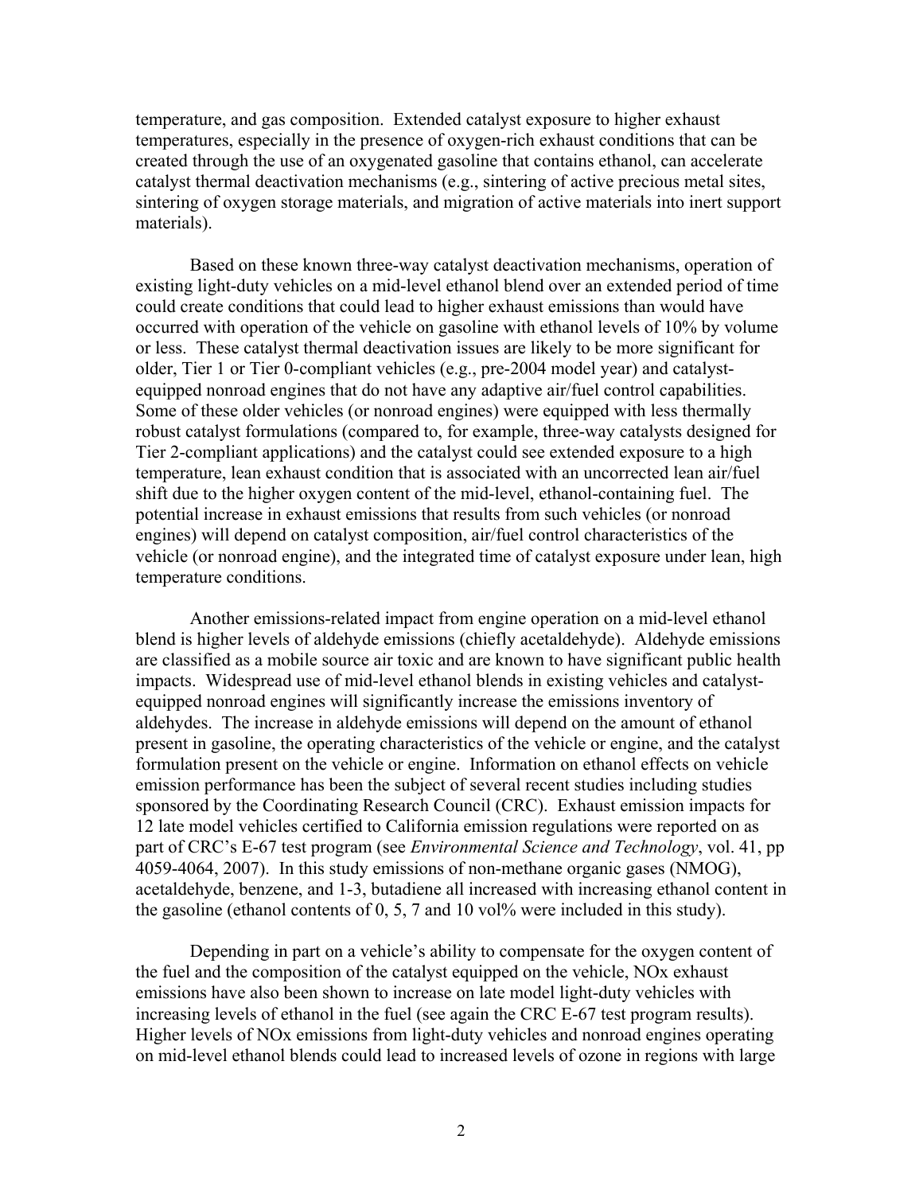temperature, and gas composition. Extended catalyst exposure to higher exhaust temperatures, especially in the presence of oxygen-rich exhaust conditions that can be created through the use of an oxygenated gasoline that contains ethanol, can accelerate catalyst thermal deactivation mechanisms (e.g., sintering of active precious metal sites, sintering of oxygen storage materials, and migration of active materials into inert support materials).

Based on these known three-way catalyst deactivation mechanisms, operation of existing light-duty vehicles on a mid-level ethanol blend over an extended period of time could create conditions that could lead to higher exhaust emissions than would have occurred with operation of the vehicle on gasoline with ethanol levels of 10% by volume or less. These catalyst thermal deactivation issues are likely to be more significant for older, Tier 1 or Tier 0-compliant vehicles (e.g., pre-2004 model year) and catalyst-equipped nonroad engines that do not have any adaptive air/fuel control capabilities. Some of these older vehicles (or nonroad engines) were equipped with less thermally robust catalyst formulations (compared to, for example, three-way catalysts designed for Tier 2-compliant applications) and the catalyst could see extended exposure to a high temperature, lean exhaust condition that is associated with an uncorrected lean air/fuel shift due to the higher oxygen content of the mid-level, ethanol-containing fuel. The potential increase in exhaust emissions that results from such vehicles (or nonroad engines) will depend on catalyst composition, air/fuel control characteristics of the vehicle (or nonroad engine), and the integrated time of catalyst exposure under lean, high temperature conditions.

Another emissions-related impact from engine operation on a mid-level ethanol blend is higher levels of aldehyde emissions (chiefly acetaldehyde). Aldehyde emissions are classified as a mobile source air toxic and are known to have significant public health impacts. Widespread use of mid-level ethanol blends in existing vehicles and catalyst-equipped nonroad engines will significantly increase the emissions inventory of aldehydes. The increase in aldehyde emissions will depend on the amount of ethanol present in gasoline, the operating characteristics of the vehicle or engine, and the catalyst formulation present on the vehicle or engine. Information on ethanol effects on vehicle emission performance has been the subject of several recent studies including studies sponsored by the Coordinating Research Council (CRC). Exhaust emission impacts for 12 late model vehicles certified to California emission regulations were reported on as part of CRC's E-67 test program (see *Environmental Science and Technology*, vol. 41, pp 4059-4064, 2007). In this study emissions of non-methane organic gases (NMOG), acetaldehyde, benzene, and 1-3, butadiene all increased with increasing ethanol content in the gasoline (ethanol contents of 0, 5, 7 and 10 vol% were included in this study).

Depending in part on a vehicle's ability to compensate for the oxygen content of the fuel and the composition of the catalyst equipped on the vehicle, NOx exhaust emissions have also been shown to increase on late model light-duty vehicles with increasing levels of ethanol in the fuel (see again the CRC E-67 test program results). Higher levels of NOx emissions from light-duty vehicles and nonroad engines operating on mid-level ethanol blends could lead to increased levels of ozone in regions with large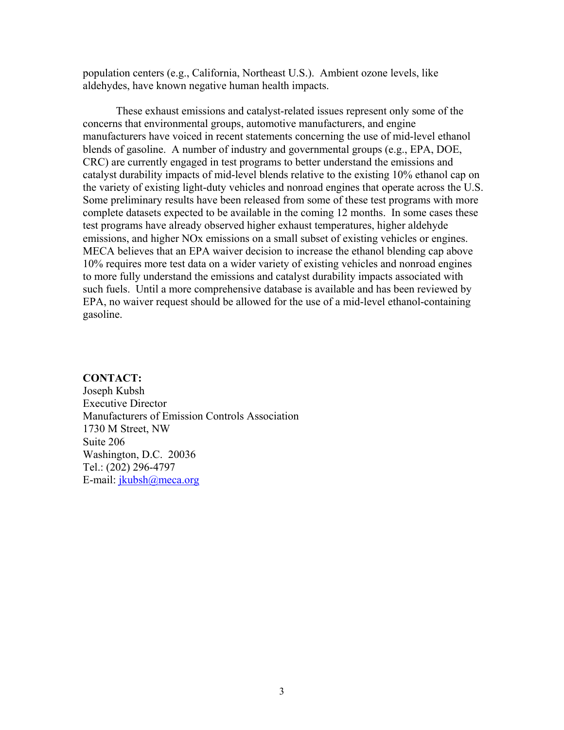population centers (e.g., California, Northeast U.S.). Ambient ozone levels, like aldehydes, have known negative human health impacts.

These exhaust emissions and catalyst-related issues represent only some of the concerns that environmental groups, automotive manufacturers, and engine manufacturers have voiced in recent statements concerning the use of mid-level ethanol blends of gasoline. A number of industry and governmental groups (e.g., EPA, DOE, CRC) are currently engaged in test programs to better understand the emissions and catalyst durability impacts of mid-level blends relative to the existing 10% ethanol cap on the variety of existing light-duty vehicles and nonroad engines that operate across the U.S. Some preliminary results have been released from some of these test programs with more complete datasets expected to be available in the coming 12 months. In some cases these test programs have already observed higher exhaust temperatures, higher aldehyde emissions, and higher NOx emissions on a small subset of existing vehicles or engines. MECA believes that an EPA waiver decision to increase the ethanol blending cap above 10% requires more test data on a wider variety of existing vehicles and nonroad engines to more fully understand the emissions and catalyst durability impacts associated with such fuels. Until a more comprehensive database is available and has been reviewed by EPA, no waiver request should be allowed for the use of a mid-level ethanol-containing gasoline.

**CONTACT:**
Joseph Kubsh
Executive Director
Manufacturers of Emission Controls Association
1730 M Street, NW
Suite 206
Washington, D.C. 20036
Tel.: (202) 296-4797
E-mail: jkubsh@meca.org